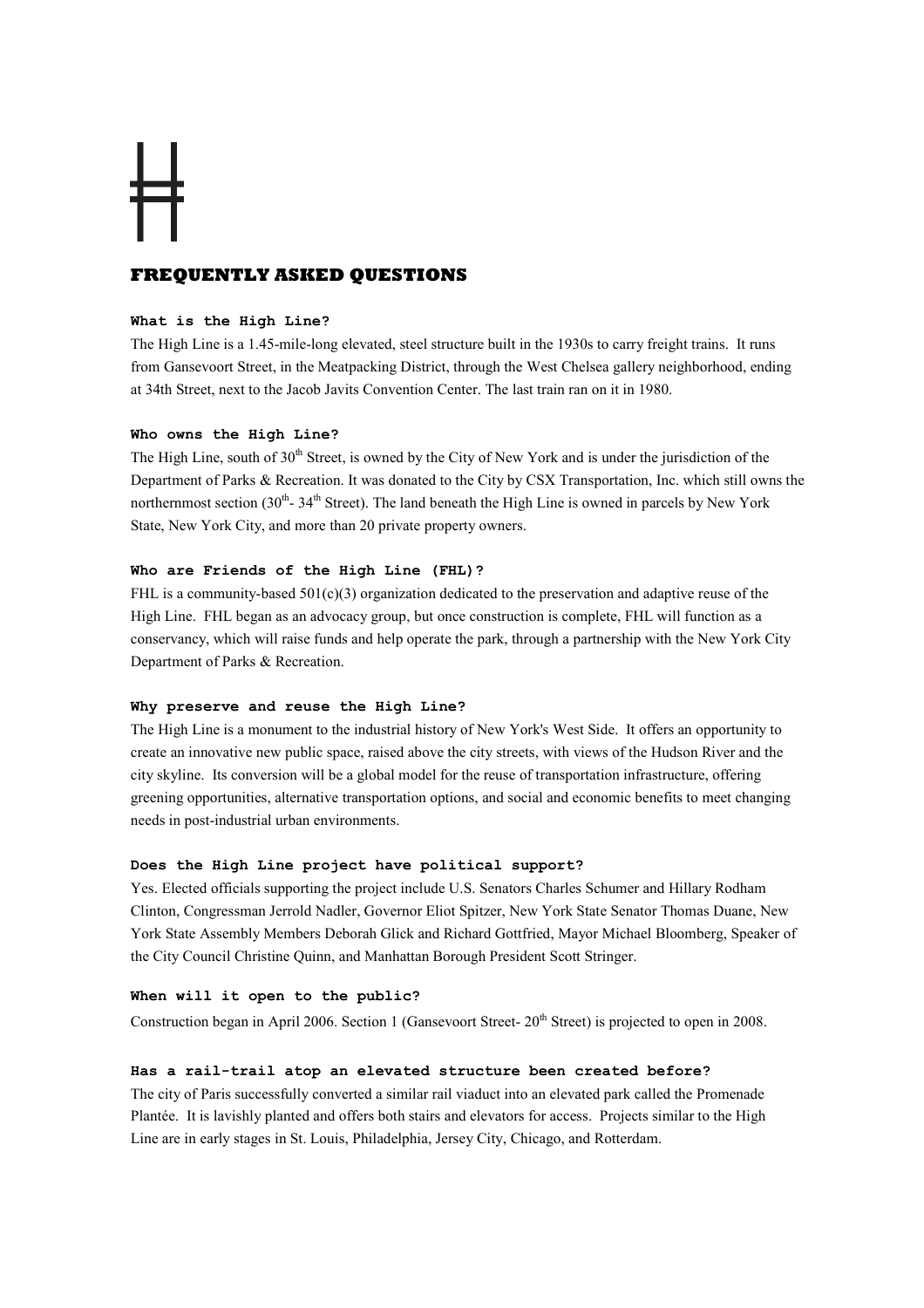# FREQUENTLY ASKED QUESTIONS

### What is the High Line?

The High Line is a 1.45-mile-long elevated, steel structure built in the 1930s to carry freight trains. It runs from Gansevoort Street, in the Meatpacking District, through the West Chelsea gallery neighborhood, ending at 34th Street, next to the Jacob Javits Convention Center. The last train ran on it in 1980.

### Who owns the High Line?

The High Line, south of 30th Street, is owned by the City of New York and is under the jurisdiction of the Department of Parks & Recreation. It was donated to the City by CSX Transportation, Inc. which still owns the northernmost section (30th- 34th Street). The land beneath the High Line is owned in parcels by New York State, New York City, and more than 20 private property owners.

### Who are Friends of the High Line (FHL)?

FHL is a community-based 501(c)(3) organization dedicated to the preservation and adaptive reuse of the High Line. FHL began as an advocacy group, but once construction is complete, FHL will function as a conservancy, which will raise funds and help operate the park, through a partnership with the New York City Department of Parks & Recreation.

### Why preserve and reuse the High Line?

The High Line is a monument to the industrial history of New York's West Side. It offers an opportunity to create an innovative new public space, raised above the city streets, with views of the Hudson River and the city skyline. Its conversion will be a global model for the reuse of transportation infrastructure, offering greening opportunities, alternative transportation options, and social and economic benefits to meet changing needs in post-industrial urban environments.

### Does the High Line project have political support?

Yes. Elected officials supporting the project include U.S. Senators Charles Schumer and Hillary Rodham Clinton, Congressman Jerrold Nadler, Governor Eliot Spitzer, New York State Senator Thomas Duane, New York State Assembly Members Deborah Glick and Richard Gottfried, Mayor Michael Bloomberg, Speaker of the City Council Christine Quinn, and Manhattan Borough President Scott Stringer.

### When will it open to the public?

Construction began in April 2006. Section 1 (Gansevoort Street- 20th Street) is projected to open in 2008.

### Has a rail-trail atop an elevated structure been created before?

The city of Paris successfully converted a similar rail viaduct into an elevated park called the Promenade Plantée. It is lavishly planted and offers both stairs and elevators for access. Projects similar to the High Line are in early stages in St. Louis, Philadelphia, Jersey City, Chicago, and Rotterdam.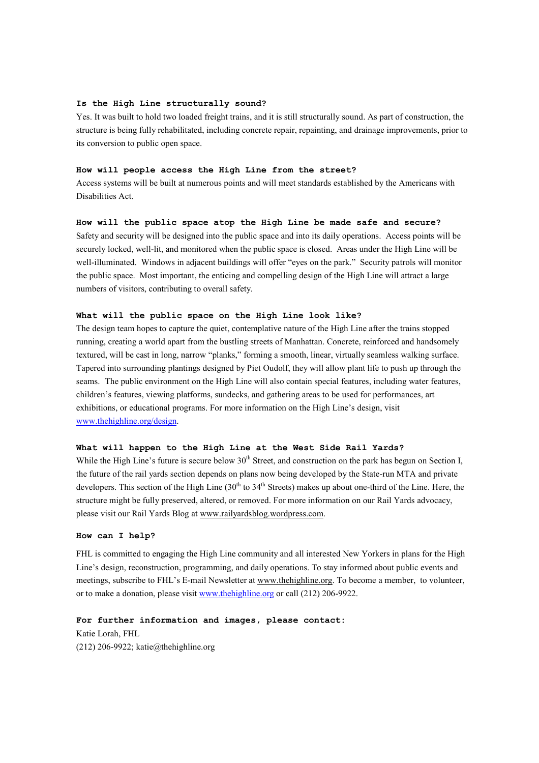**Is the High Line structurally sound?**

Yes. It was built to hold two loaded freight trains, and it is still structurally sound. As part of construction, the structure is being fully rehabilitated, including concrete repair, repainting, and drainage improvements, prior to its conversion to public open space.

**How will people access the High Line from the street?**

Access systems will be built at numerous points and will meet standards established by the Americans with Disabilities Act.

**How will the public space atop the High Line be made safe and secure?**

Safety and security will be designed into the public space and into its daily operations. Access points will be securely locked, well-lit, and monitored when the public space is closed. Areas under the High Line will be well-illuminated. Windows in adjacent buildings will offer "eyes on the park." Security patrols will monitor the public space. Most important, the enticing and compelling design of the High Line will attract a large numbers of visitors, contributing to overall safety.

**What will the public space on the High Line look like?**

The design team hopes to capture the quiet, contemplative nature of the High Line after the trains stopped running, creating a world apart from the bustling streets of Manhattan. Concrete, reinforced and handsomely textured, will be cast in long, narrow "planks," forming a smooth, linear, virtually seamless walking surface. Tapered into surrounding plantings designed by Piet Oudolf, they will allow plant life to push up through the seams. The public environment on the High Line will also contain special features, including water features, children's features, viewing platforms, sundecks, and gathering areas to be used for performances, art exhibitions, or educational programs. For more information on the High Line's design, visit www.thehighline.org/design.

**What will happen to the High Line at the West Side Rail Yards?**

While the High Line's future is secure below 30th Street, and construction on the park has begun on Section I, the future of the rail yards section depends on plans now being developed by the State-run MTA and private developers. This section of the High Line (30th to 34th Streets) makes up about one-third of the Line. Here, the structure might be fully preserved, altered, or removed. For more information on our Rail Yards advocacy, please visit our Rail Yards Blog at www.railyardsblog.wordpress.com.

**How can I help?**

FHL is committed to engaging the High Line community and all interested New Yorkers in plans for the High Line's design, reconstruction, programming, and daily operations. To stay informed about public events and meetings, subscribe to FHL's E-mail Newsletter at www.thehighline.org. To become a member, to volunteer, or to make a donation, please visit www.thehighline.org or call (212) 206-9922.

**For further information and images, please contact:**

Katie Lorah, FHL
(212) 206-9922; katie@thehighline.org